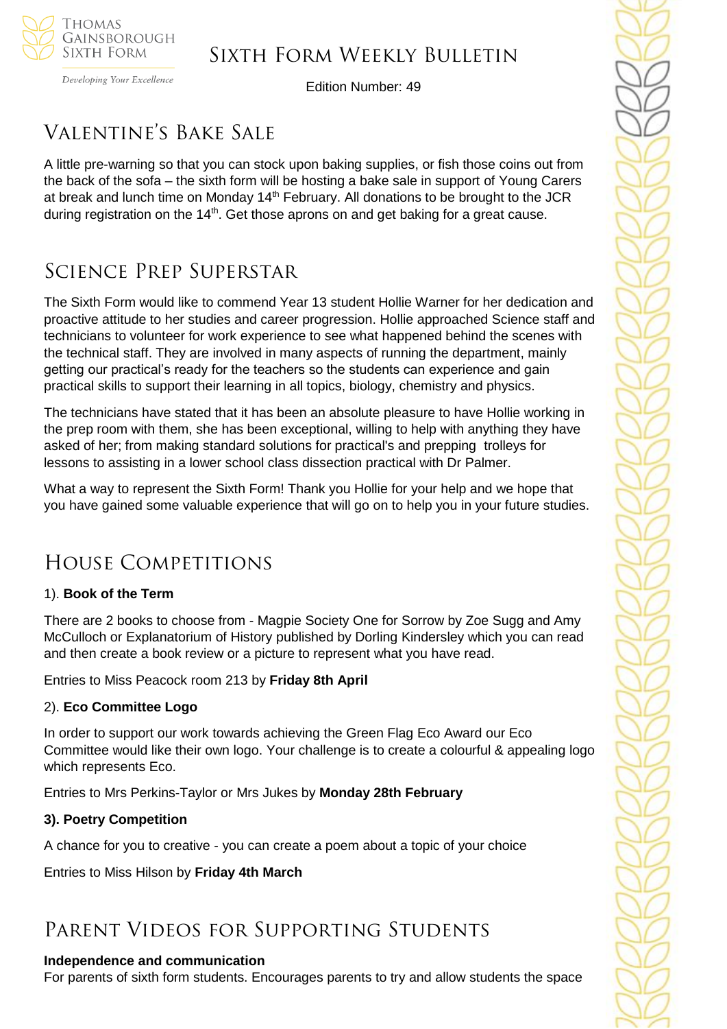# Sixth Form Weekly Bulletin

Edition Number: 49

## Valentine's Bake Sale

A little pre-warning so that you can stock upon baking supplies, or fish those coins out from the back of the sofa – the sixth form will be hosting a bake sale in support of Young Carers at break and lunch time on Monday 14th February. All donations to be brought to the JCR during registration on the 14th. Get those aprons on and get baking for a great cause.

## Science Prep Superstar

The Sixth Form would like to commend Year 13 student Hollie Warner for her dedication and proactive attitude to her studies and career progression. Hollie approached Science staff and technicians to volunteer for work experience to see what happened behind the scenes with the technical staff. They are involved in many aspects of running the department, mainly getting our practical's ready for the teachers so the students can experience and gain practical skills to support their learning in all topics, biology, chemistry and physics.

The technicians have stated that it has been an absolute pleasure to have Hollie working in the prep room with them, she has been exceptional, willing to help with anything they have asked of her; from making standard solutions for practical's and prepping trolleys for lessons to assisting in a lower school class dissection practical with Dr Palmer.

What a way to represent the Sixth Form! Thank you Hollie for your help and we hope that you have gained some valuable experience that will go on to help you in your future studies.

## House Competitions

1). **Book of the Term**

There are 2 books to choose from - Magpie Society One for Sorrow by Zoe Sugg and Amy McCulloch or Explanatorium of History published by Dorling Kindersley which you can read and then create a book review or a picture to represent what you have read.

Entries to Miss Peacock room 213 by **Friday 8th April**

2). **Eco Committee Logo**

In order to support our work towards achieving the Green Flag Eco Award our Eco Committee would like their own logo. Your challenge is to create a colourful & appealing logo which represents Eco.

Entries to Mrs Perkins-Taylor or Mrs Jukes by **Monday 28th February**

**3). Poetry Competition**

A chance for you to creative - you can create a poem about a topic of your choice

Entries to Miss Hilson by **Friday 4th March**

## Parent Videos for Supporting Students

**Independence and communication**
For parents of sixth form students. Encourages parents to try and allow students the space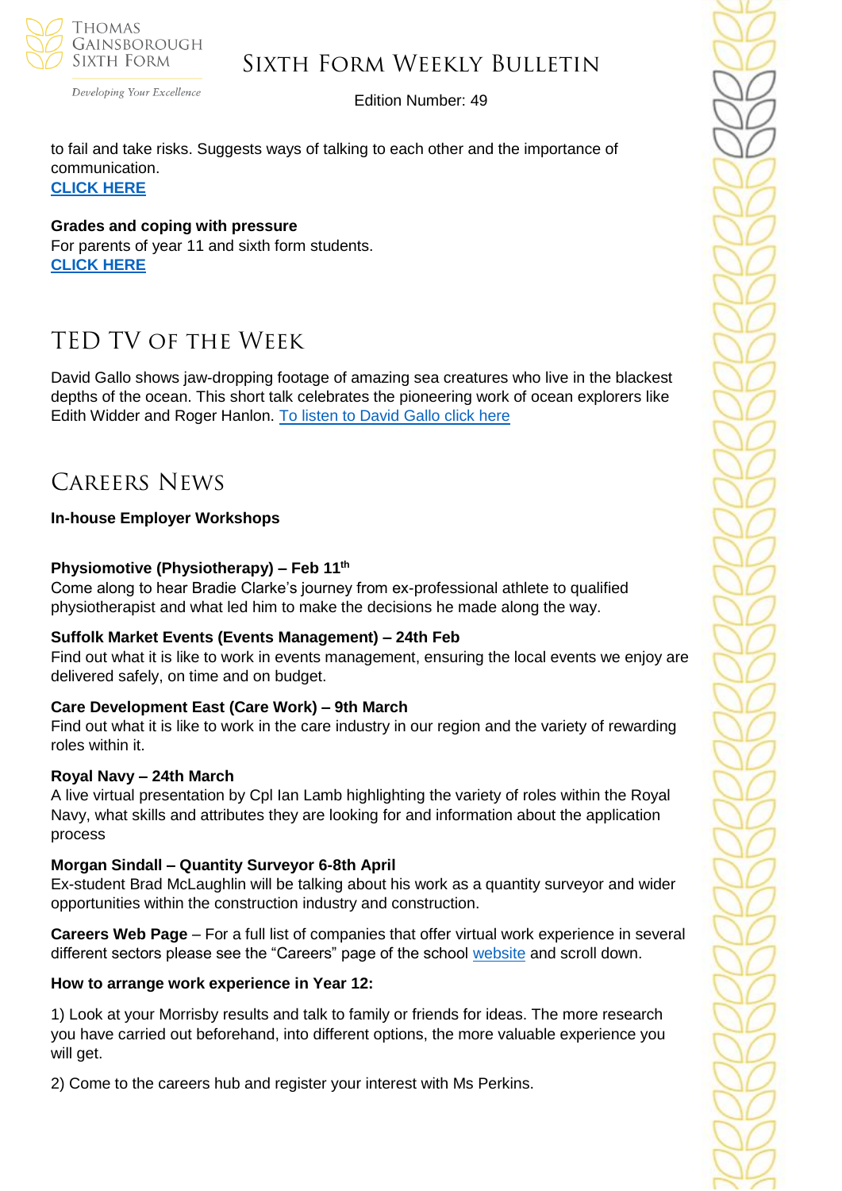to fail and take risks. Suggests ways of talking to each other and the importance of communication.
**CLICK HERE**

**Grades and coping with pressure**
For parents of year 11 and sixth form students.
**CLICK HERE**

## TED TV of the Week

David Gallo shows jaw-dropping footage of amazing sea creatures who live in the blackest depths of the ocean. This short talk celebrates the pioneering work of ocean explorers like Edith Widder and Roger Hanlon. To listen to David Gallo click here

## Careers News

**In-house Employer Workshops**

**Physiomotive (Physiotherapy) – Feb 11th**
Come along to hear Bradie Clarke's journey from ex-professional athlete to qualified physiotherapist and what led him to make the decisions he made along the way.

**Suffolk Market Events (Events Management) – 24th Feb**
Find out what it is like to work in events management, ensuring the local events we enjoy are delivered safely, on time and on budget.

**Care Development East (Care Work) – 9th March**
Find out what it is like to work in the care industry in our region and the variety of rewarding roles within it.

**Royal Navy – 24th March**
A live virtual presentation by Cpl Ian Lamb highlighting the variety of roles within the Royal Navy, what skills and attributes they are looking for and information about the application process

**Morgan Sindall – Quantity Surveyor 6-8th April**
Ex-student Brad McLaughlin will be talking about his work as a quantity surveyor and wider opportunities within the construction industry and construction.

**Careers Web Page** – For a full list of companies that offer virtual work experience in several different sectors please see the "Careers" page of the school website and scroll down.

**How to arrange work experience in Year 12:**

1) Look at your Morrisby results and talk to family or friends for ideas. The more research you have carried out beforehand, into different options, the more valuable experience you will get.

2) Come to the careers hub and register your interest with Ms Perkins.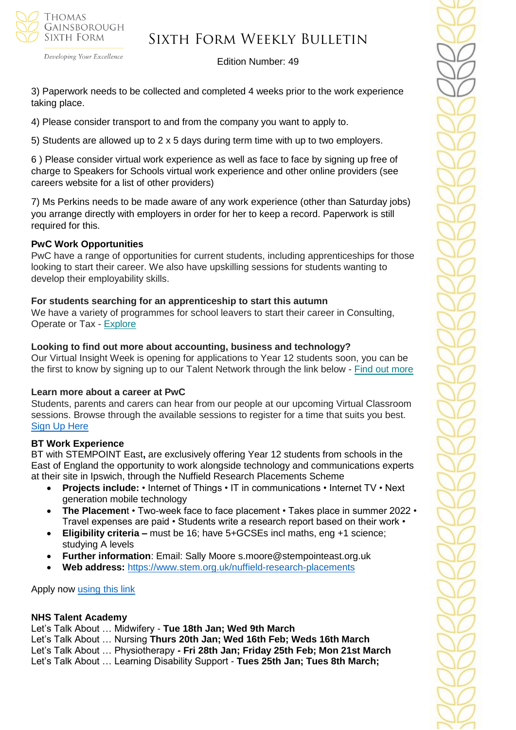3) Paperwork needs to be collected and completed 4 weeks prior to the work experience taking place.

4) Please consider transport to and from the company you want to apply to.

5) Students are allowed up to 2 x 5 days during term time with up to two employers.

6 ) Please consider virtual work experience as well as face to face by signing up free of charge to Speakers for Schools virtual work experience and other online providers (see careers website for a list of other providers)

7) Ms Perkins needs to be made aware of any work experience (other than Saturday jobs) you arrange directly with employers in order for her to keep a record. Paperwork is still required for this.

**PwC Work Opportunities**
PwC have a range of opportunities for current students, including apprenticeships for those looking to start their career. We also have upskilling sessions for students wanting to develop their employability skills.

**For students searching for an apprenticeship to start this autumn**
We have a variety of programmes for school leavers to start their career in Consulting, Operate or Tax - Explore

**Looking to find out more about accounting, business and technology?**
Our Virtual Insight Week is opening for applications to Year 12 students soon, you can be the first to know by signing up to our Talent Network through the link below - Find out more

**Learn more about a career at PwC**
Students, parents and carers can hear from our people at our upcoming Virtual Classroom sessions. Browse through the available sessions to register for a time that suits you best. Sign Up Here

**BT Work Experience**
BT with STEMPOINT East**,** are exclusively offering Year 12 students from schools in the East of England the opportunity to work alongside technology and communications experts at their site in Ipswich, through the Nuffield Research Placements Scheme

- **Projects include:** • Internet of Things • IT in communications • Internet TV • Next generation mobile technology
- **The Placemen**t • Two-week face to face placement • Takes place in summer 2022 • Travel expenses are paid • Students write a research report based on their work •
- **Eligibility criteria –** must be 16; have 5+GCSEs incl maths, eng +1 science; studying A levels
- **Further information**: Email: Sally Moore s.moore@stempointeast.org.uk
- **Web address:** https://www.stem.org.uk/nuffield-research-placements

Apply now using this link

**NHS Talent Academy**
Let's Talk About … Midwifery - **Tue 18th Jan; Wed 9th March**
Let's Talk About … Nursing **Thurs 20th Jan; Wed 16th Feb; Weds 16th March**
Let's Talk About … Physiotherapy **- Fri 28th Jan; Friday 25th Feb; Mon 21st March**
Let's Talk About … Learning Disability Support - **Tues 25th Jan; Tues 8th March;**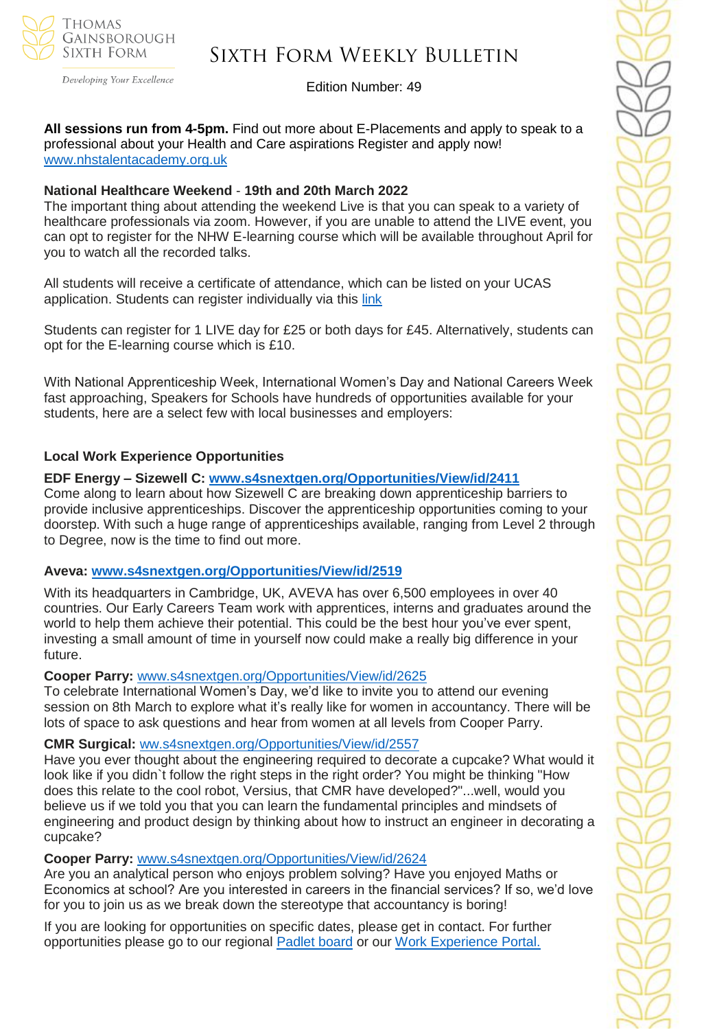**All sessions run from 4-5pm.** Find out more about E-Placements and apply to speak to a professional about your Health and Care aspirations Register and apply now! [www.nhstalentacademy.org.uk](http://www.nhstalentacademy.org.uk)

**National Healthcare Weekend** - **19th and 20th March 2022**

The important thing about attending the weekend Live is that you can speak to a variety of healthcare professionals via zoom. However, if you are unable to attend the LIVE event, you can opt to register for the NHW E-learning course which will be available throughout April for you to watch all the recorded talks.

All students will receive a certificate of attendance, which can be listed on your UCAS application. Students can register individually via this link

Students can register for 1 LIVE day for £25 or both days for £45. Alternatively, students can opt for the E-learning course which is £10.

With National Apprenticeship Week, International Women's Day and National Careers Week fast approaching, Speakers for Schools have hundreds of opportunities available for your students, here are a select few with local businesses and employers:

### Local Work Experience Opportunities

**EDF Energy – Sizewell C: [www.s4snextgen.org/Opportunities/View/id/2411](http://www.s4snextgen.org/Opportunities/View/id/2411)**

Come along to learn about how Sizewell C are breaking down apprenticeship barriers to provide inclusive apprenticeships. Discover the apprenticeship opportunities coming to your doorstep. With such a huge range of apprenticeships available, ranging from Level 2 through to Degree, now is the time to find out more.

**Aveva: [www.s4snextgen.org/Opportunities/View/id/2519](http://www.s4snextgen.org/Opportunities/View/id/2519)**

With its headquarters in Cambridge, UK, AVEVA has over 6,500 employees in over 40 countries. Our Early Careers Team work with apprentices, interns and graduates around the world to help them achieve their potential. This could be the best hour you've ever spent, investing a small amount of time in yourself now could make a really big difference in your future.

**Cooper Parry:** [www.s4snextgen.org/Opportunities/View/id/2625](http://www.s4snextgen.org/Opportunities/View/id/2625)

To celebrate International Women's Day, we'd like to invite you to attend our evening session on 8th March to explore what it's really like for women in accountancy. There will be lots of space to ask questions and hear from women at all levels from Cooper Parry.

**CMR Surgical:** ww.s4snextgen.org/Opportunities/View/id/2557

Have you ever thought about the engineering required to decorate a cupcake? What would it look like if you didn`t follow the right steps in the right order? You might be thinking "How does this relate to the cool robot, Versius, that CMR have developed?"...well, would you believe us if we told you that you can learn the fundamental principles and mindsets of engineering and product design by thinking about how to instruct an engineer in decorating a cupcake?

**Cooper Parry:** [www.s4snextgen.org/Opportunities/View/id/2624](http://www.s4snextgen.org/Opportunities/View/id/2624)

Are you an analytical person who enjoys problem solving? Have you enjoyed Maths or Economics at school? Are you interested in careers in the financial services? If so, we'd love for you to join us as we break down the stereotype that accountancy is boring!

If you are looking for opportunities on specific dates, please get in contact. For further opportunities please go to our regional Padlet board or our Work Experience Portal.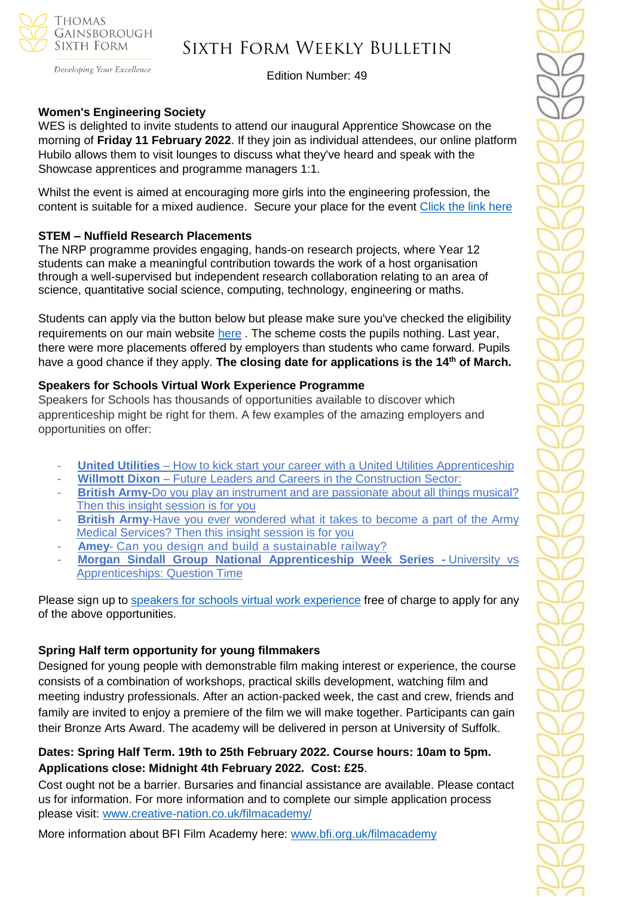**Women's Engineering Society**

WES is delighted to invite students to attend our inaugural Apprentice Showcase on the morning of **Friday 11 February 2022**. If they join as individual attendees, our online platform Hubilo allows them to visit lounges to discuss what they've heard and speak with the Showcase apprentices and programme managers 1:1.

Whilst the event is aimed at encouraging more girls into the engineering profession, the content is suitable for a mixed audience. Secure your place for the event Click the link here

**STEM – Nuffield Research Placements**

The NRP programme provides engaging, hands-on research projects, where Year 12 students can make a meaningful contribution towards the work of a host organisation through a well-supervised but independent research collaboration relating to an area of science, quantitative social science, computing, technology, engineering or maths.

Students can apply via the button below but please make sure you've checked the eligibility requirements on our main website here . The scheme costs the pupils nothing. Last year, there were more placements offered by employers than students who came forward. Pupils have a good chance if they apply. **The closing date for applications is the 14th of March.**

**Speakers for Schools Virtual Work Experience Programme**

Speakers for Schools has thousands of opportunities available to discover which apprenticeship might be right for them. A few examples of the amazing employers and opportunities on offer:

- **United Utilities** – How to kick start your career with a United Utilities Apprenticeship
- **Willmott Dixon** – Future Leaders and Careers in the Construction Sector:
- **British Army**-Do you play an instrument and are passionate about all things musical? Then this insight session is for you
- **British Army**-Have you ever wondered what it takes to become a part of the Army Medical Services? Then this insight session is for you
- **Amey**- Can you design and build a sustainable railway?
- **Morgan Sindall Group National Apprenticeship Week Series -** University vs Apprenticeships: Question Time

Please sign up to speakers for schools virtual work experience free of charge to apply for any of the above opportunities.

**Spring Half term opportunity for young filmmakers**

Designed for young people with demonstrable film making interest or experience, the course consists of a combination of workshops, practical skills development, watching film and meeting industry professionals. After an action-packed week, the cast and crew, friends and family are invited to enjoy a premiere of the film we will make together. Participants can gain their Bronze Arts Award. The academy will be delivered in person at University of Suffolk.

**Dates: Spring Half Term. 19th to 25th February 2022. Course hours: 10am to 5pm. Applications close: Midnight 4th February 2022. Cost: £25**.

Cost ought not be a barrier. Bursaries and financial assistance are available. Please contact us for information. For more information and to complete our simple application process please visit: www.creative-nation.co.uk/filmacademy/

More information about BFI Film Academy here: www.bfi.org.uk/filmacademy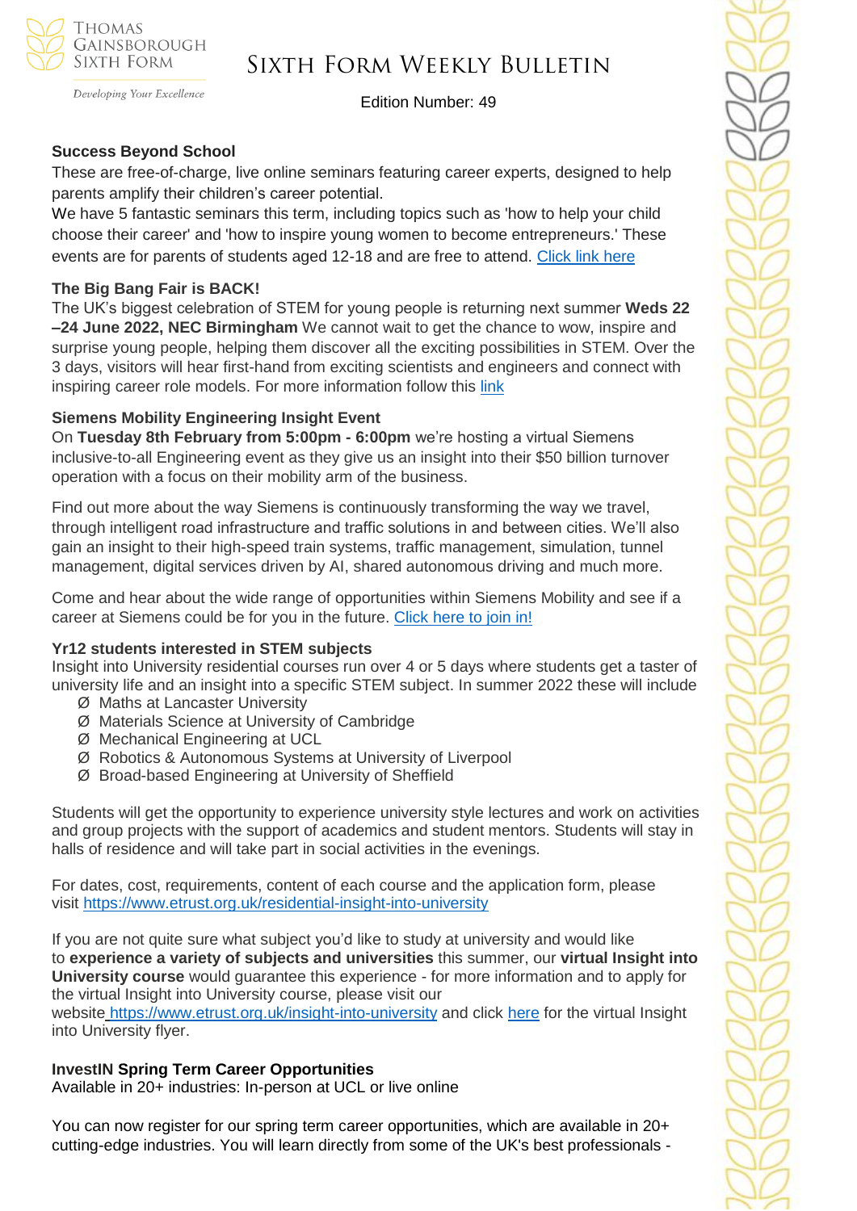### Success Beyond School

These are free-of-charge, live online seminars featuring career experts, designed to help parents amplify their children's career potential.

We have 5 fantastic seminars this term, including topics such as 'how to help your child choose their career' and 'how to inspire young women to become entrepreneurs.' These events are for parents of students aged 12-18 and are free to attend. Click link here

### The Big Bang Fair is BACK!

The UK's biggest celebration of STEM for young people is returning next summer **Weds 22 –24 June 2022, NEC Birmingham** We cannot wait to get the chance to wow, inspire and surprise young people, helping them discover all the exciting possibilities in STEM. Over the 3 days, visitors will hear first-hand from exciting scientists and engineers and connect with inspiring career role models. For more information follow this link

### Siemens Mobility Engineering Insight Event

On **Tuesday 8th February from 5:00pm - 6:00pm** we're hosting a virtual Siemens inclusive-to-all Engineering event as they give us an insight into their $50 billion turnover operation with a focus on their mobility arm of the business.

Find out more about the way Siemens is continuously transforming the way we travel, through intelligent road infrastructure and traffic solutions in and between cities. We'll also gain an insight to their high-speed train systems, traffic management, simulation, tunnel management, digital services driven by AI, shared autonomous driving and much more.

Come and hear about the wide range of opportunities within Siemens Mobility and see if a career at Siemens could be for you in the future. Click here to join in!

### Yr12 students interested in STEM subjects

Insight into University residential courses run over 4 or 5 days where students get a taster of university life and an insight into a specific STEM subject. In summer 2022 these will include

- Maths at Lancaster University
- Materials Science at University of Cambridge
- Mechanical Engineering at UCL
- Robotics & Autonomous Systems at University of Liverpool
- Broad-based Engineering at University of Sheffield

Students will get the opportunity to experience university style lectures and work on activities and group projects with the support of academics and student mentors. Students will stay in halls of residence and will take part in social activities in the evenings.

For dates, cost, requirements, content of each course and the application form, please visit https://www.etrust.org.uk/residential-insight-into-university

If you are not quite sure what subject you'd like to study at university and would like to **experience a variety of subjects and universities** this summer, our **virtual Insight into University course** would guarantee this experience - for more information and to apply for the virtual Insight into University course, please visit our website https://www.etrust.org.uk/insight-into-university and click here for the virtual Insight into University flyer.

### InvestIN Spring Term Career Opportunities

Available in 20+ industries: In-person at UCL or live online

You can now register for our spring term career opportunities, which are available in 20+ cutting-edge industries. You will learn directly from some of the UK's best professionals -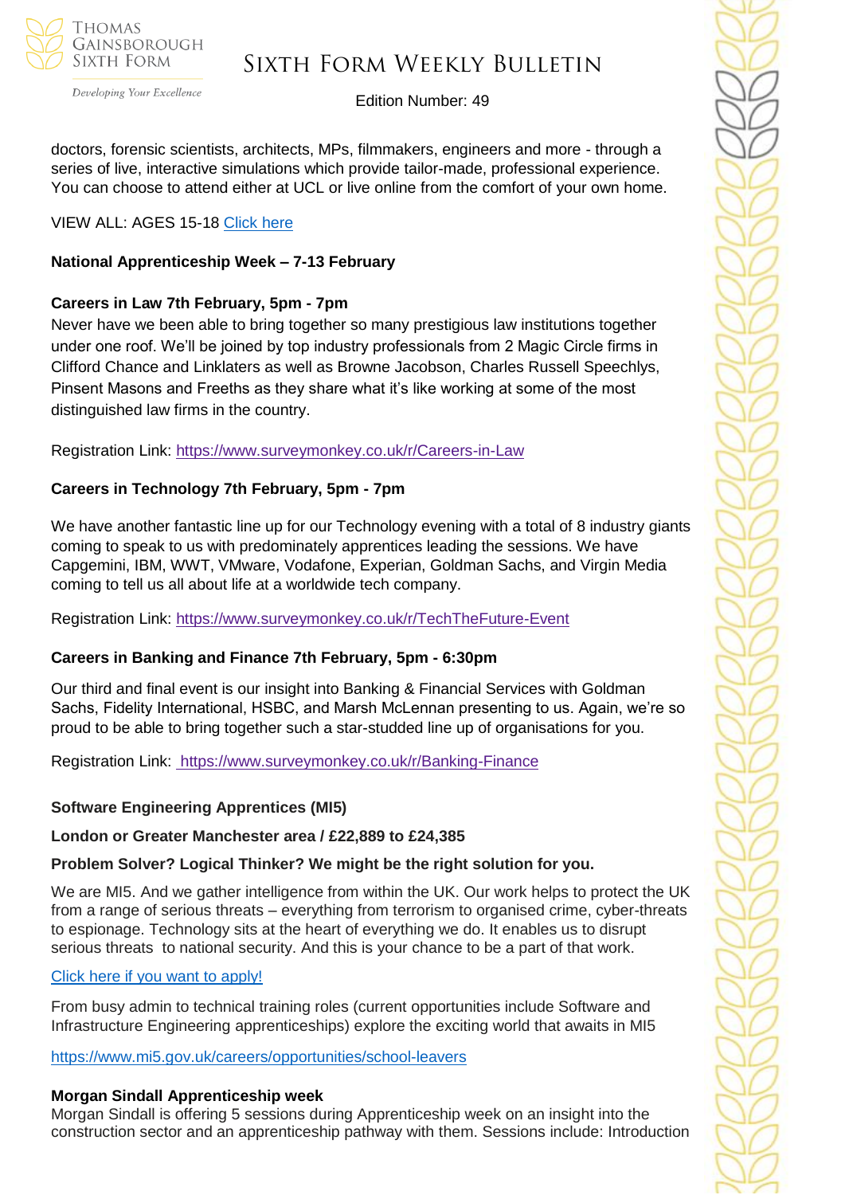doctors, forensic scientists, architects, MPs, filmmakers, engineers and more - through a series of live, interactive simulations which provide tailor-made, professional experience. You can choose to attend either at UCL or live online from the comfort of your own home.

VIEW ALL: AGES 15-18 Click here

**National Apprenticeship Week – 7-13 February**

**Careers in Law 7th February, 5pm - 7pm**

Never have we been able to bring together so many prestigious law institutions together under one roof. We'll be joined by top industry professionals from 2 Magic Circle firms in Clifford Chance and Linklaters as well as Browne Jacobson, Charles Russell Speechlys, Pinsent Masons and Freeths as they share what it's like working at some of the most distinguished law firms in the country.

Registration Link: https://www.surveymonkey.co.uk/r/Careers-in-Law

**Careers in Technology 7th February, 5pm - 7pm**

We have another fantastic line up for our Technology evening with a total of 8 industry giants coming to speak to us with predominately apprentices leading the sessions. We have Capgemini, IBM, WWT, VMware, Vodafone, Experian, Goldman Sachs, and Virgin Media coming to tell us all about life at a worldwide tech company.

Registration Link: https://www.surveymonkey.co.uk/r/TechTheFuture-Event

**Careers in Banking and Finance 7th February, 5pm - 6:30pm**

Our third and final event is our insight into Banking & Financial Services with Goldman Sachs, Fidelity International, HSBC, and Marsh McLennan presenting to us. Again, we're so proud to be able to bring together such a star-studded line up of organisations for you.

Registration Link: https://www.surveymonkey.co.uk/r/Banking-Finance

**Software Engineering Apprentices (MI5)**

**London or Greater Manchester area / £22,889 to £24,385**

**Problem Solver? Logical Thinker? We might be the right solution for you.**

We are MI5. And we gather intelligence from within the UK. Our work helps to protect the UK from a range of serious threats – everything from terrorism to organised crime, cyber-threats to espionage. Technology sits at the heart of everything we do. It enables us to disrupt serious threats to national security. And this is your chance to be a part of that work.

Click here if you want to apply!

From busy admin to technical training roles (current opportunities include Software and Infrastructure Engineering apprenticeships) explore the exciting world that awaits in MI5

https://www.mi5.gov.uk/careers/opportunities/school-leavers

**Morgan Sindall Apprenticeship week**

Morgan Sindall is offering 5 sessions during Apprenticeship week on an insight into the construction sector and an apprenticeship pathway with them. Sessions include: Introduction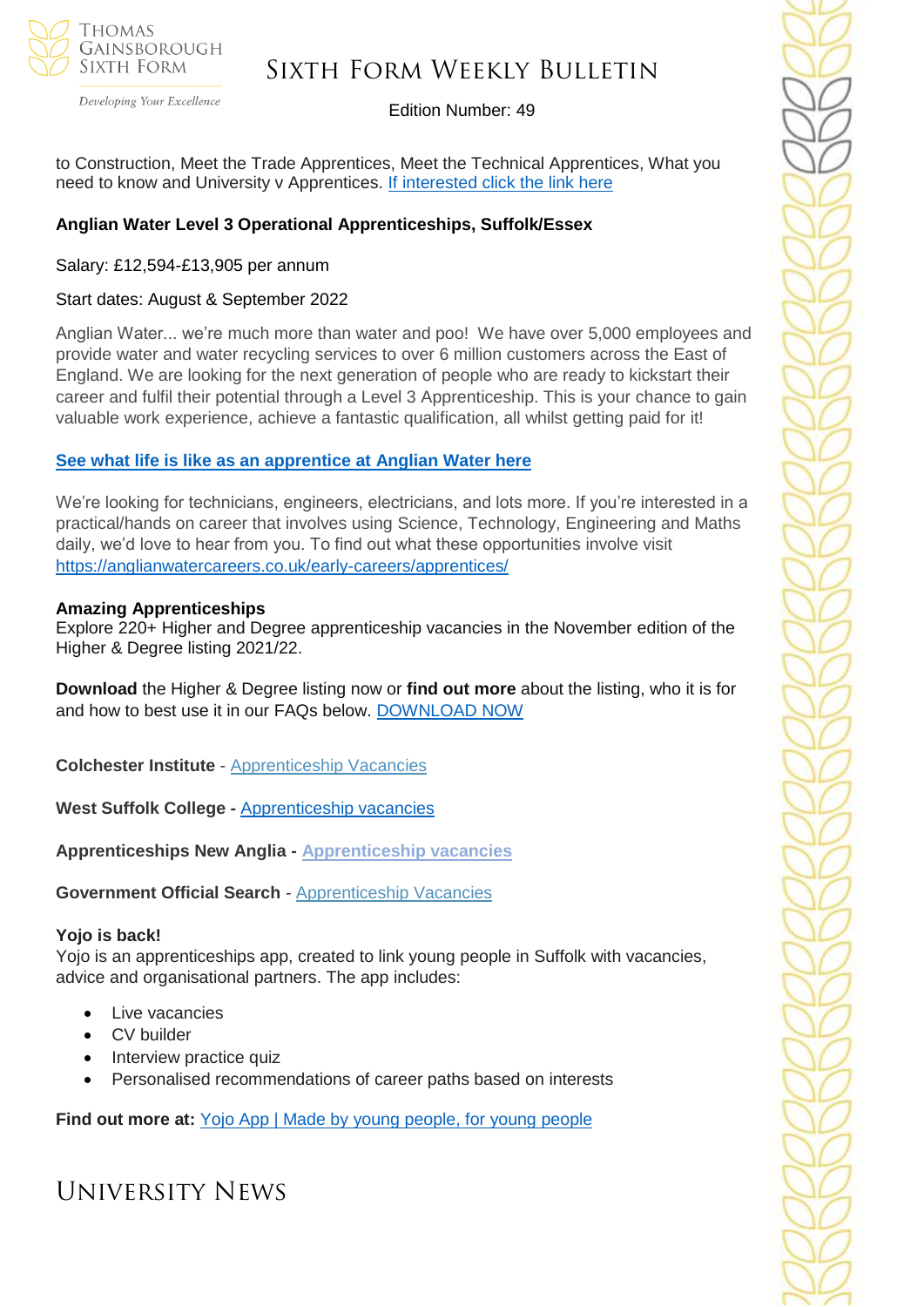to Construction, Meet the Trade Apprentices, Meet the Technical Apprentices, What you need to know and University v Apprentices. If interested click the link here

**Anglian Water Level 3 Operational Apprenticeships, Suffolk/Essex**

Salary: £12,594-£13,905 per annum

Start dates: August & September 2022

Anglian Water... we're much more than water and poo! We have over 5,000 employees and provide water and water recycling services to over 6 million customers across the East of England. We are looking for the next generation of people who are ready to kickstart their career and fulfil their potential through a Level 3 Apprenticeship. This is your chance to gain valuable work experience, achieve a fantastic qualification, all whilst getting paid for it!

**See what life is like as an apprentice at Anglian Water here**

We're looking for technicians, engineers, electricians, and lots more. If you're interested in a practical/hands on career that involves using Science, Technology, Engineering and Maths daily, we'd love to hear from you. To find out what these opportunities involve visit https://anglianwatercareers.co.uk/early-careers/apprentices/

**Amazing Apprenticeships**
Explore 220+ Higher and Degree apprenticeship vacancies in the November edition of the Higher & Degree listing 2021/22.

**Download** the Higher & Degree listing now or **find out more** about the listing, who it is for and how to best use it in our FAQs below. DOWNLOAD NOW

**Colchester Institute** - Apprenticeship Vacancies

**West Suffolk College -** Apprenticeship vacancies

**Apprenticeships New Anglia -** Apprenticeship vacancies

**Government Official Search** - Apprenticeship Vacancies

**Yojo is back!**
Yojo is an apprenticeships app, created to link young people in Suffolk with vacancies, advice and organisational partners. The app includes:

- Live vacancies
- CV builder
- Interview practice quiz
- Personalised recommendations of career paths based on interests

**Find out more at:** Yojo App | Made by young people, for young people

# University News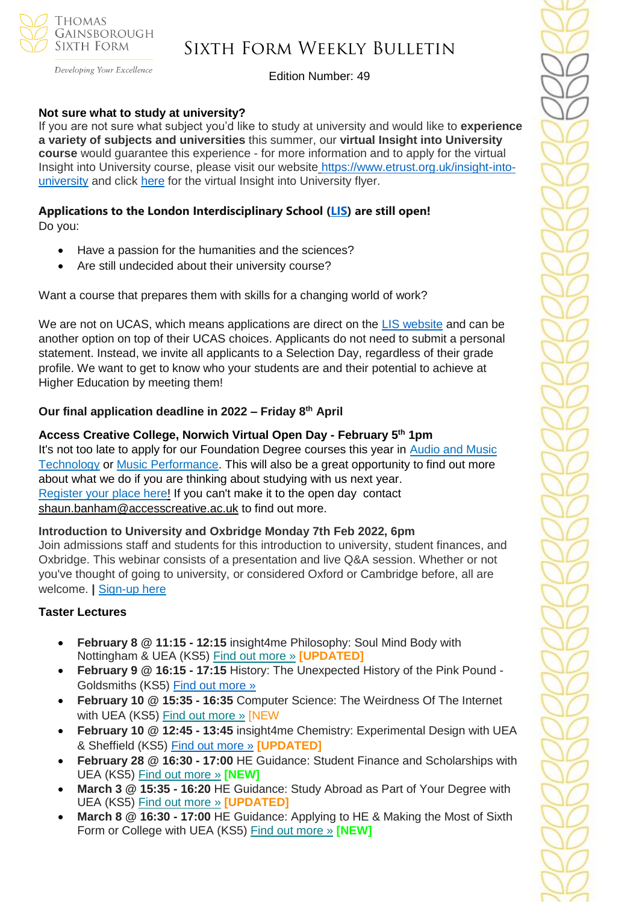**Not sure what to study at university?**

If you are not sure what subject you'd like to study at university and would like to **experience a variety of subjects and universities** this summer, our **virtual Insight into University course** would guarantee this experience - for more information and to apply for the virtual Insight into University course, please visit our website https://www.etrust.org.uk/insight-into-university and click here for the virtual Insight into University flyer.

**Applications to the London Interdisciplinary School (LIS) are still open!**

Do you:

- Have a passion for the humanities and the sciences?
- Are still undecided about their university course?

Want a course that prepares them with skills for a changing world of work?

We are not on UCAS, which means applications are direct on the LIS website and can be another option on top of their UCAS choices. Applicants do not need to submit a personal statement. Instead, we invite all applicants to a Selection Day, regardless of their grade profile. We want to get to know who your students are and their potential to achieve at Higher Education by meeting them!

**Our final application deadline in 2022 – Friday 8th April**

**Access Creative College, Norwich Virtual Open Day - February 5th 1pm**

It's not too late to apply for our Foundation Degree courses this year in Audio and Music Technology or Music Performance. This will also be a great opportunity to find out more about what we do if you are thinking about studying with us next year.

Register your place here! If you can't make it to the open day contact shaun.banham@accesscreative.ac.uk to find out more.

**Introduction to University and Oxbridge Monday 7th Feb 2022, 6pm**

Join admissions staff and students for this introduction to university, student finances, and Oxbridge. This webinar consists of a presentation and live Q&A session. Whether or not you've thought of going to university, or considered Oxford or Cambridge before, all are welcome. **|** Sign-up here

**Taster Lectures**

- **February 8 @ 11:15 - 12:15** insight4me Philosophy: Soul Mind Body with Nottingham & UEA (KS5) Find out more » **[UPDATED]**
- **February 9 @ 16:15 - 17:15** History: The Unexpected History of the Pink Pound - Goldsmiths (KS5) Find out more »
- **February 10 @ 15:35 - 16:35** Computer Science: The Weirdness Of The Internet with UEA (KS5) Find out more » [NEW
- **February 10 @ 12:45 - 13:45** insight4me Chemistry: Experimental Design with UEA & Sheffield (KS5) Find out more » **[UPDATED]**
- **February 28 @ 16:30 - 17:00** HE Guidance: Student Finance and Scholarships with UEA (KS5) Find out more » **[NEW]**
- **March 3 @ 15:35 - 16:20** HE Guidance: Study Abroad as Part of Your Degree with UEA (KS5) Find out more » **[UPDATED]**
- **March 8 @ 16:30 - 17:00** HE Guidance: Applying to HE & Making the Most of Sixth Form or College with UEA (KS5) Find out more » **[NEW]**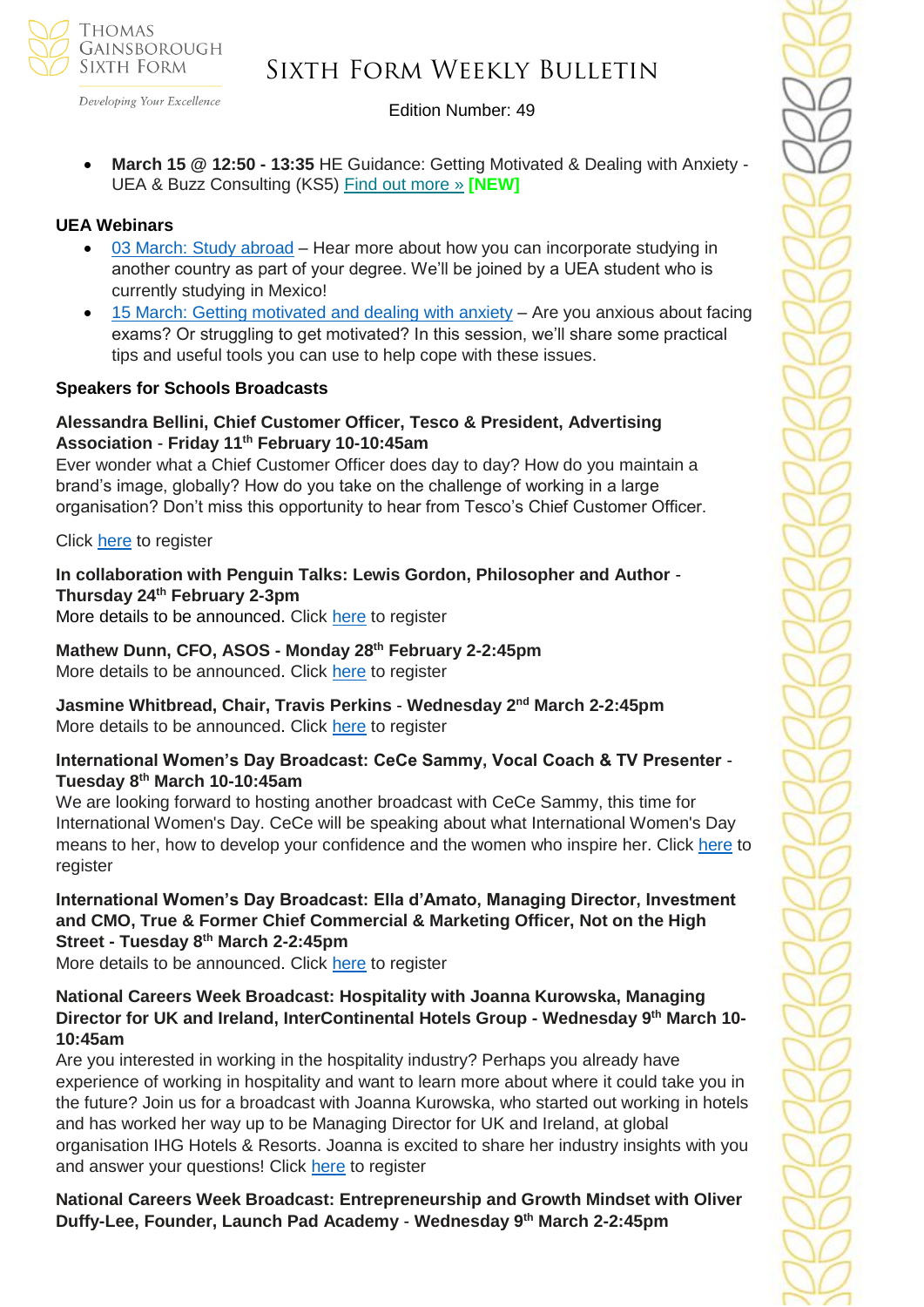- **March 15 @ 12:50 - 13:35** HE Guidance: Getting Motivated & Dealing with Anxiety - UEA & Buzz Consulting (KS5) Find out more » **[NEW]**

**UEA Webinars**

- 03 March: Study abroad – Hear more about how you can incorporate studying in another country as part of your degree. We'll be joined by a UEA student who is currently studying in Mexico!
- 15 March: Getting motivated and dealing with anxiety – Are you anxious about facing exams? Or struggling to get motivated? In this session, we'll share some practical tips and useful tools you can use to help cope with these issues.

**Speakers for Schools Broadcasts**

**Alessandra Bellini, Chief Customer Officer, Tesco & President, Advertising Association - Friday 11th February 10-10:45am**
Ever wonder what a Chief Customer Officer does day to day? How do you maintain a brand's image, globally? How do you take on the challenge of working in a large organisation? Don't miss this opportunity to hear from Tesco's Chief Customer Officer.

Click here to register

**In collaboration with Penguin Talks: Lewis Gordon, Philosopher and Author - Thursday 24th February 2-3pm**
More details to be announced. Click here to register

**Mathew Dunn, CFO, ASOS - Monday 28th February 2-2:45pm**
More details to be announced. Click here to register

**Jasmine Whitbread, Chair, Travis Perkins - Wednesday 2nd March 2-2:45pm**
More details to be announced. Click here to register

**International Women's Day Broadcast: CeCe Sammy, Vocal Coach & TV Presenter - Tuesday 8th March 10-10:45am**
We are looking forward to hosting another broadcast with CeCe Sammy, this time for International Women's Day. CeCe will be speaking about what International Women's Day means to her, how to develop your confidence and the women who inspire her. Click here to register

**International Women's Day Broadcast: Ella d'Amato, Managing Director, Investment and CMO, True & Former Chief Commercial & Marketing Officer, Not on the High Street - Tuesday 8th March 2-2:45pm**
More details to be announced. Click here to register

**National Careers Week Broadcast: Hospitality with Joanna Kurowska, Managing Director for UK and Ireland, InterContinental Hotels Group - Wednesday 9th March 10-10:45am**
Are you interested in working in the hospitality industry? Perhaps you already have experience of working in hospitality and want to learn more about where it could take you in the future? Join us for a broadcast with Joanna Kurowska, who started out working in hotels and has worked her way up to be Managing Director for UK and Ireland, at global organisation IHG Hotels & Resorts. Joanna is excited to share her industry insights with you and answer your questions! Click here to register

**National Careers Week Broadcast: Entrepreneurship and Growth Mindset with Oliver Duffy-Lee, Founder, Launch Pad Academy - Wednesday 9th March 2-2:45pm**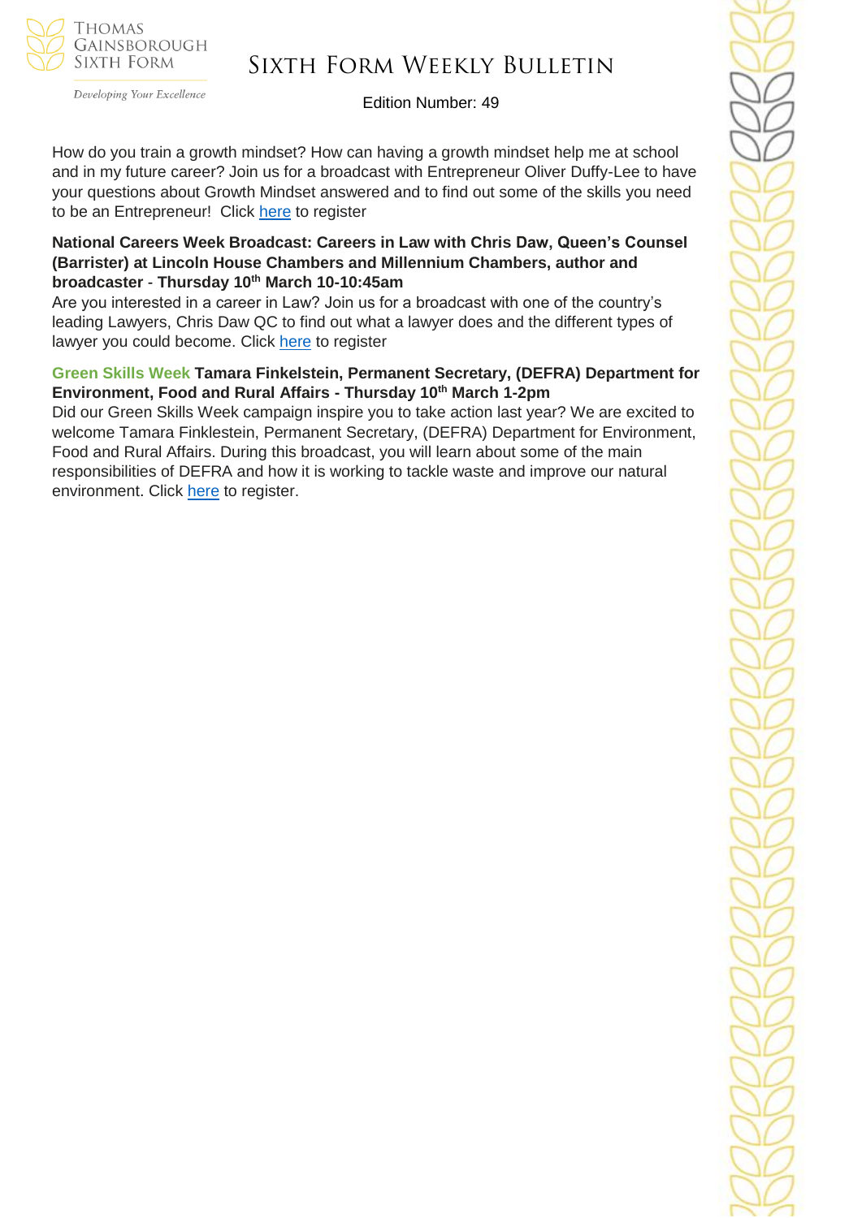How do you train a growth mindset? How can having a growth mindset help me at school and in my future career? Join us for a broadcast with Entrepreneur Oliver Duffy-Lee to have your questions about Growth Mindset answered and to find out some of the skills you need to be an Entrepreneur! Click here to register

**National Careers Week Broadcast: Careers in Law with Chris Daw, Queen's Counsel (Barrister) at Lincoln House Chambers and Millennium Chambers, author and broadcaster - Thursday 10th March 10-10:45am**

Are you interested in a career in Law? Join us for a broadcast with one of the country's leading Lawyers, Chris Daw QC to find out what a lawyer does and the different types of lawyer you could become. Click here to register

**Green Skills Week Tamara Finkelstein, Permanent Secretary, (DEFRA) Department for Environment, Food and Rural Affairs - Thursday 10th March 1-2pm**

Did our Green Skills Week campaign inspire you to take action last year? We are excited to welcome Tamara Finklestein, Permanent Secretary, (DEFRA) Department for Environment, Food and Rural Affairs. During this broadcast, you will learn about some of the main responsibilities of DEFRA and how it is working to tackle waste and improve our natural environment. Click here to register.